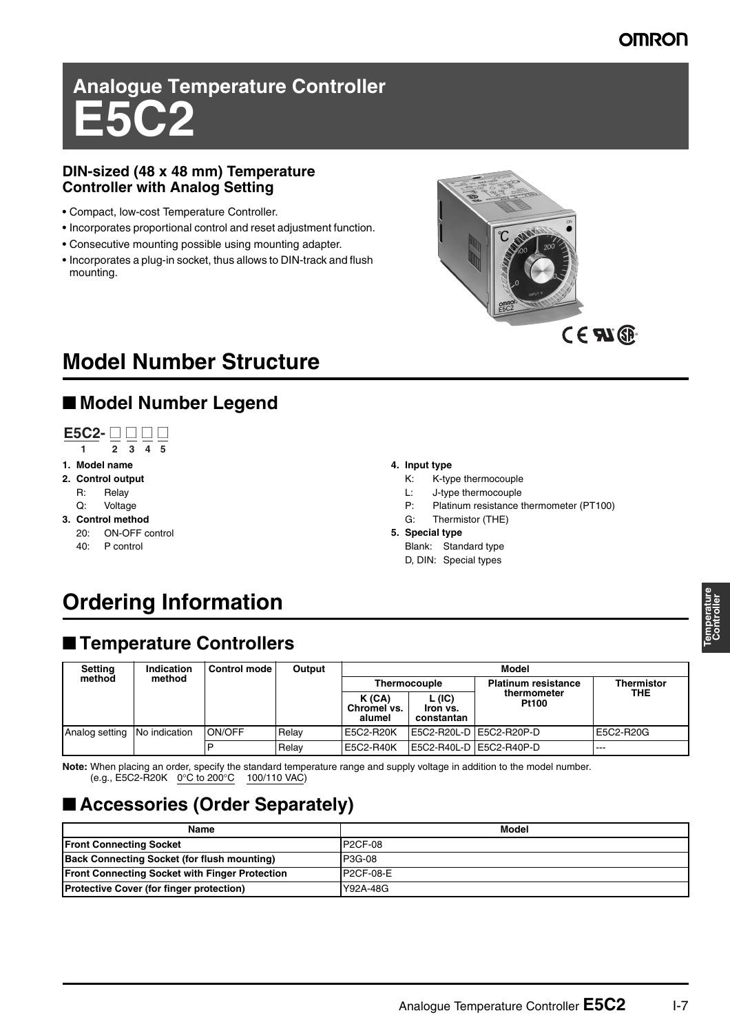# Analogue Temperature Controller
# E5C2

**DIN-sized (48 x 48 mm) Temperature Controller with Analog Setting**

- Compact, low-cost Temperature Controller.
- Incorporates proportional control and reset adjustment function.
- Consecutive mounting possible using mounting adapter.
- Incorporates a plug-in socket, thus allows to DIN-track and flush mounting.

# Model Number Structure

## ■ Model Number Legend

**E5C2-** □ □ □ □

1 2 3 4 5

1. **Model name**
2. **Control output**
   - R: Relay
   - Q: Voltage
3. **Control method**
   - 20: ON-OFF control
   - 40: P control
4. **Input type**
   - K: K-type thermocouple
   - L: J-type thermocouple
   - P: Platinum resistance thermometer (PT100)
   - G: Thermistor (THE)
5. **Special type**
   - Blank: Standard type
   - D, DIN: Special types

# Ordering Information

## ■ Temperature Controllers

| Setting method | Indication method | Control mode | Output | Model | | | |
|---|---|---|---|---|---|---|---|
| | | | | Thermocouple | | Platinum resistance thermometer Pt100 | Thermistor THE |
| | | | | K (CA) Chromel vs. alumel | L (IC) Iron vs. constantan | | |
| Analog setting | No indication | ON/OFF | Relay | E5C2-R20K | E5C2-R20L-D | E5C2-R20P-D | E5C2-R20G |
| | | P | Relay | E5C2-R40K | E5C2-R40L-D | E5C2-R40P-D | --- |

**Note:** When placing an order, specify the standard temperature range and supply voltage in addition to the model number.
(e.g., E5C2-R20K 0°C to 200°C 100/110 VAC)

## ■ Accessories (Order Separately)

| Name | Model |
|---|---|
| **Front Connecting Socket** | P2CF-08 |
| **Back Connecting Socket (for flush mounting)** | P3G-08 |
| **Front Connecting Socket with Finger Protection** | P2CF-08-E |
| **Protective Cover (for finger protection)** | Y92A-48G |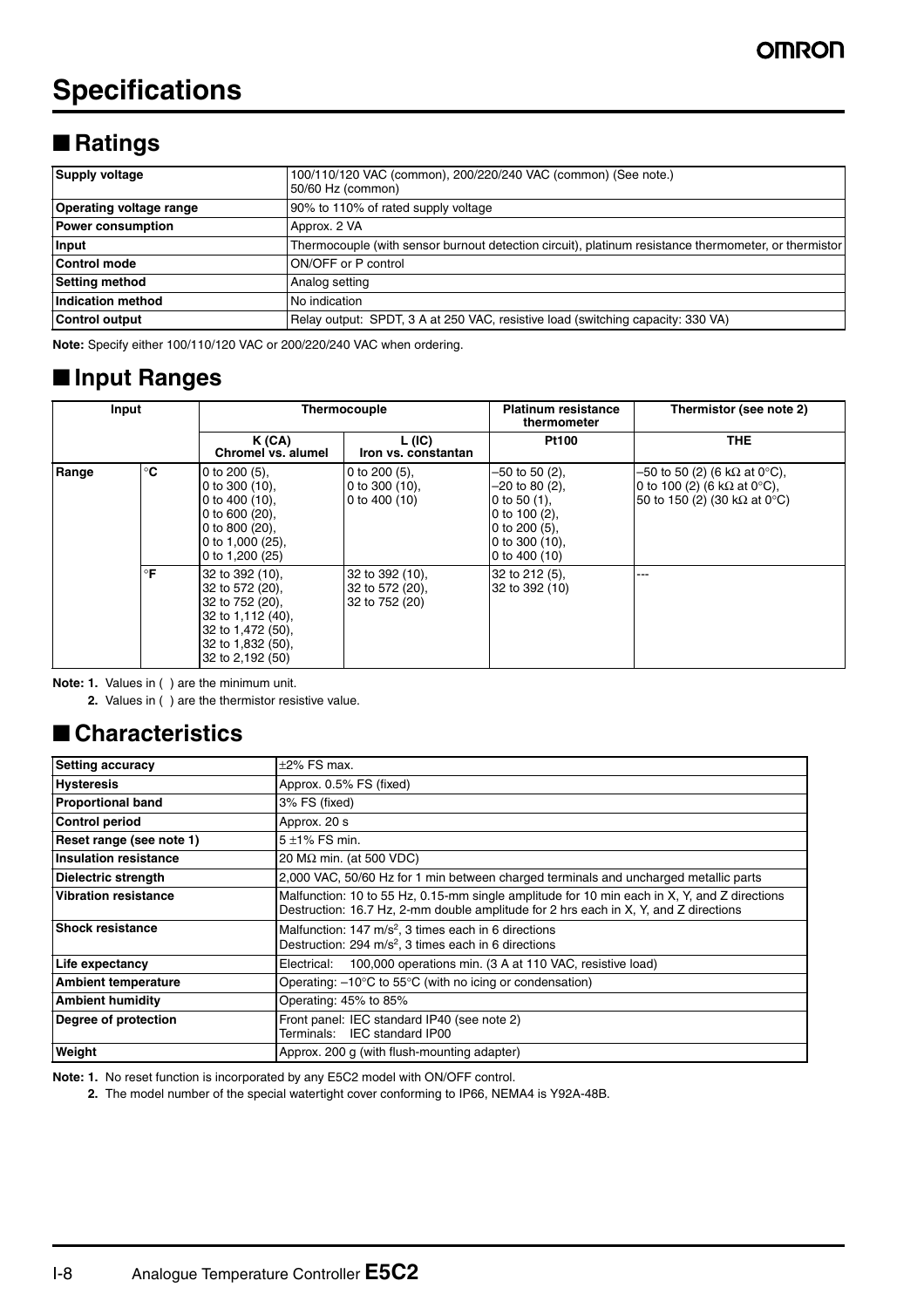# Specifications

## ■ Ratings

| | |
|---|---|
| **Supply voltage** | 100/110/120 VAC (common), 200/220/240 VAC (common) (See note.) 50/60 Hz (common) |
| **Operating voltage range** | 90% to 110% of rated supply voltage |
| **Power consumption** | Approx. 2 VA |
| **Input** | Thermocouple (with sensor burnout detection circuit), platinum resistance thermometer, or thermistor |
| **Control mode** | ON/OFF or P control |
| **Setting method** | Analog setting |
| **Indication method** | No indication |
| **Control output** | Relay output: SPDT, 3 A at 250 VAC, resistive load (switching capacity: 330 VA) |

**Note:** Specify either 100/110/120 VAC or 200/220/240 VAC when ordering.

## ■ Input Ranges

| Input | | Thermocouple | | Platinum resistance thermometer | Thermistor (see note 2) |
|---|---|---|---|---|---|
| | | K (CA) Chromel vs. alumel | L (IC) Iron vs. constantan | Pt100 | THE |
| Range | °C | 0 to 200 (5), 0 to 300 (10), 0 to 400 (10), 0 to 600 (20), 0 to 800 (20), 0 to 1,000 (25), 0 to 1,200 (25) | 0 to 200 (5), 0 to 300 (10), 0 to 400 (10) | –50 to 50 (2), –20 to 80 (2), 0 to 50 (1), 0 to 100 (2), 0 to 200 (5), 0 to 300 (10), 0 to 400 (10) | –50 to 50 (2) (6 kΩ at 0°C), 0 to 100 (2) (6 kΩ at 0°C), 50 to 150 (2) (30 kΩ at 0°C) |
| | °F | 32 to 392 (10), 32 to 572 (20), 32 to 752 (20), 32 to 1,112 (40), 32 to 1,472 (50), 32 to 1,832 (50), 32 to 2,192 (50) | 32 to 392 (10), 32 to 572 (20), 32 to 752 (20) | 32 to 212 (5), 32 to 392 (10) | --- |

**Note: 1.** Values in ( ) are the minimum unit.

**2.** Values in ( ) are the thermistor resistive value.

## ■ Characteristics

| | |
|---|---|
| **Setting accuracy** | ±2% FS max. |
| **Hysteresis** | Approx. 0.5% FS (fixed) |
| **Proportional band** | 3% FS (fixed) |
| **Control period** | Approx. 20 s |
| **Reset range (see note 1)** | 5 ±1% FS min. |
| **Insulation resistance** | 20 MΩ min. (at 500 VDC) |
| **Dielectric strength** | 2,000 VAC, 50/60 Hz for 1 min between charged terminals and uncharged metallic parts |
| **Vibration resistance** | Malfunction: 10 to 55 Hz, 0.15-mm single amplitude for 10 min each in X, Y, and Z directions Destruction: 16.7 Hz, 2-mm double amplitude for 2 hrs each in X, Y, and Z directions |
| **Shock resistance** | Malfunction: 147 $m/s^2$, 3 times each in 6 directions Destruction: 294 $m/s^2$, 3 times each in 6 directions |
| **Life expectancy** | Electrical: 100,000 operations min. (3 A at 110 VAC, resistive load) |
| **Ambient temperature** | Operating: –10°C to 55°C (with no icing or condensation) |
| **Ambient humidity** | Operating: 45% to 85% |
| **Degree of protection** | Front panel: IEC standard IP40 (see note 2) Terminals: IEC standard IP00 |
| **Weight** | Approx. 200 g (with flush-mounting adapter) |

**Note: 1.** No reset function is incorporated by any E5C2 model with ON/OFF control.

**2.** The model number of the special watertight cover conforming to IP66, NEMA4 is Y92A-48B.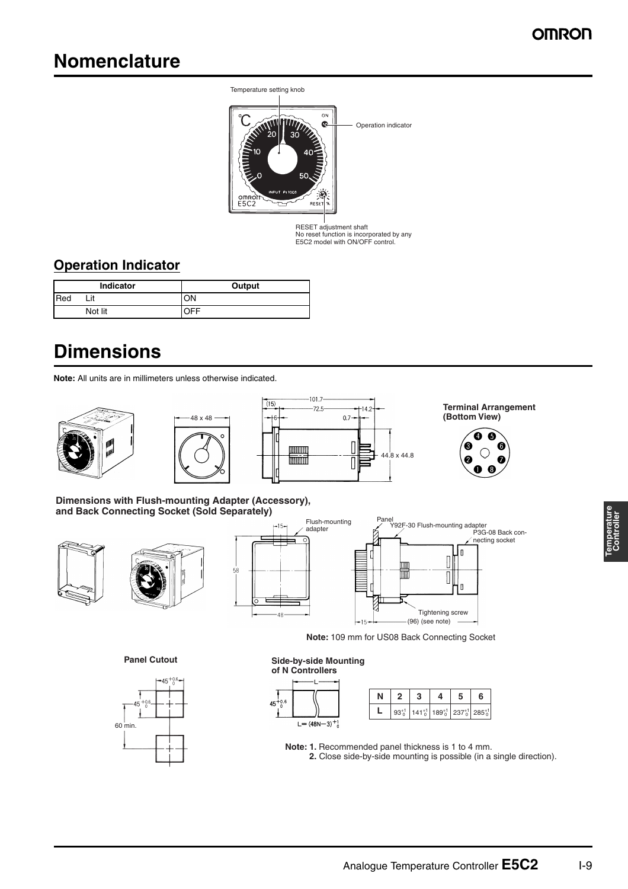# Nomenclature

Temperature setting knob

Operation indicator

RESET adjustment shaft
No reset function is incorporated by any E5C2 model with ON/OFF control.

## Operation Indicator

| Indicator | | Output |
|---|---|---|
| Red | Lit | ON |
| | Not lit | OFF |

# Dimensions

**Note:** All units are in millimeters unless otherwise indicated.

**Terminal Arrangement (Bottom View)**

**Dimensions with Flush-mounting Adapter (Accessory), and Back Connecting Socket (Sold Separately)**

Flush-mounting adapter

Panel

Y92F-30 Flush-mounting adapter

P3G-08 Back connecting socket

Tightening screw

(96) (see note)

**Note:** 109 mm for US08 Back Connecting Socket

**Panel Cutout**

$45^{+0.6}_{0}$

$45^{+0.6}_{0}$

60 min.

**Side-by-side Mounting of N Controllers**

$45^{+0.6}_{0}$

$L = (48N - 3)^{+1}_{0}$

| N | 2 | 3 | 4 | 5 | 6 |
|---|---|---|---|---|---|
| L | $93^{+1}_{0}$ | $141^{+1}_{0}$ | $189^{+1}_{0}$ | $237^{+1}_{0}$ | $285^{+1}_{0}$ |

**Note: 1.** Recommended panel thickness is 1 to 4 mm.
**2.** Close side-by-side mounting is possible (in a single direction).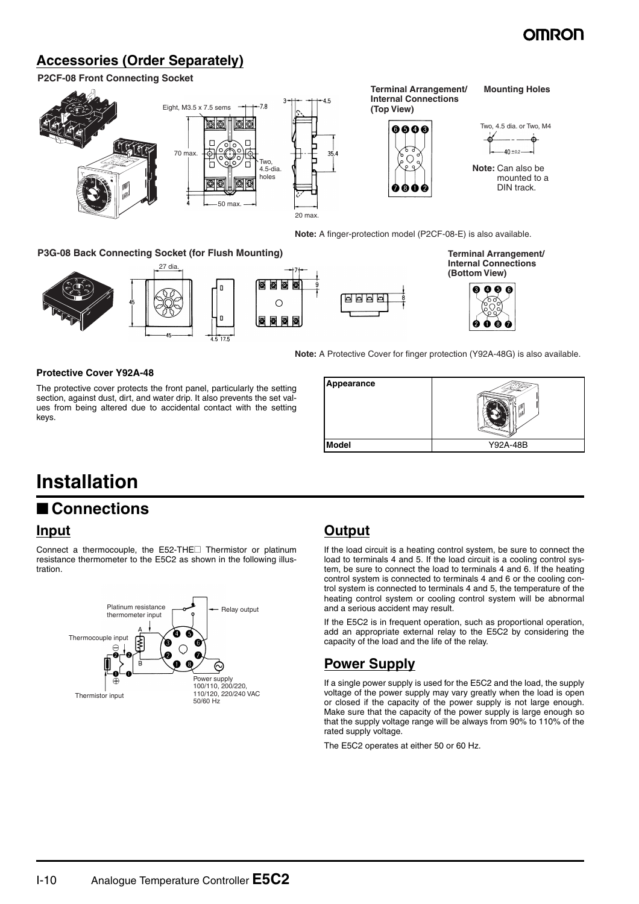## Accessories (Order Separately)

**P2CF-08 Front Connecting Socket**

Eight, M3.5 x 7.5 sems

7.8

70 max.

Two, 4.5-dia. holes

4

50 max.

3

4.5

35.4

20 max.

**Terminal Arrangement/ Internal Connections (Top View)**

**Mounting Holes**

Two, 4.5 dia. or Two, M4

40 ±0.2

**Note:** Can also be mounted to a DIN track.

**Note:** A finger-protection model (P2CF-08-E) is also available.

**P3G-08 Back Connecting Socket (for Flush Mounting)**

27 dia.

45

45

4.5 17.5

7

9

8

**Terminal Arrangement/ Internal Connections (Bottom View)**

**Note:** A Protective Cover for finger protection (Y92A-48G) is also available.

**Protective Cover Y92A-48**

The protective cover protects the front panel, particularly the setting section, against dust, dirt, and water drip. It also prevents the set values from being altered due to accidental contact with the setting keys.

| Appearance | |
|---|---|
| Model | Y92A-48B |

# Installation

## ■ Connections

### Input

Connect a thermocouple, the E52-THE□ Thermistor or platinum resistance thermometer to the E5C2 as shown in the following illustration.

Platinum resistance thermometer input

Relay output

Thermocouple input

Thermistor input

Power supply 100/110, 200/220, 110/120, 220/240 VAC 50/60 Hz

### Output

If the load circuit is a heating control system, be sure to connect the load to terminals 4 and 5. If the load circuit is a cooling control system, be sure to connect the load to terminals 4 and 6. If the heating control system is connected to terminals 4 and 6 or the cooling control system is connected to terminals 4 and 5, the temperature of the heating control system or cooling control system will be abnormal and a serious accident may result.

If the E5C2 is in frequent operation, such as proportional operation, add an appropriate external relay to the E5C2 by considering the capacity of the load and the life of the relay.

### Power Supply

If a single power supply is used for the E5C2 and the load, the supply voltage of the power supply may vary greatly when the load is open or closed if the capacity of the power supply is not large enough. Make sure that the capacity of the power supply is large enough so that the supply voltage range will be always from 90% to 110% of the rated supply voltage.

The E5C2 operates at either 50 or 60 Hz.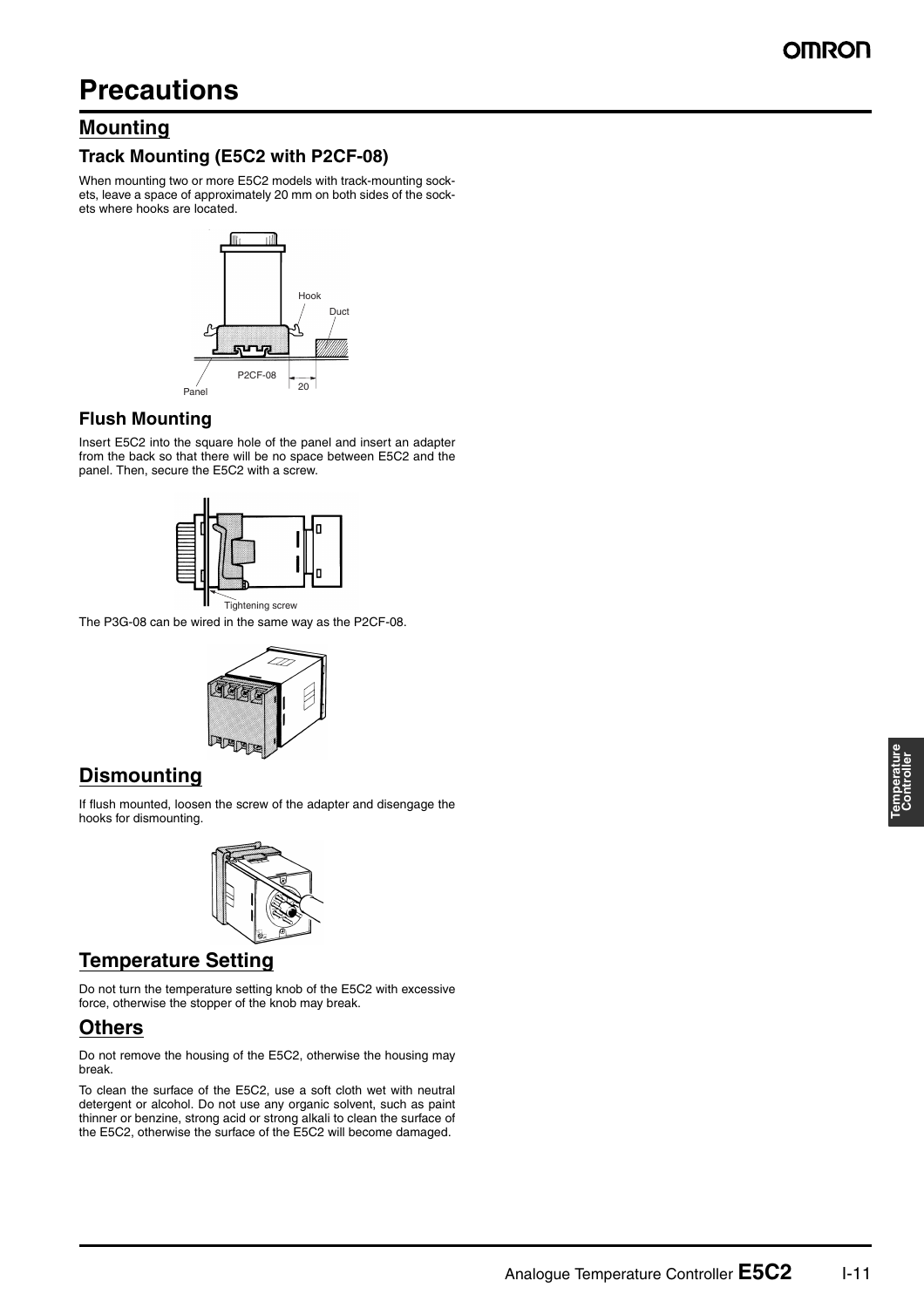# Precautions

## Mounting

### Track Mounting (E5C2 with P2CF-08)

When mounting two or more E5C2 models with track-mounting sockets, leave a space of approximately 20 mm on both sides of the sockets where hooks are located.

Hook

Duct

P2CF-08

20

Panel

### Flush Mounting

Insert E5C2 into the square hole of the panel and insert an adapter from the back so that there will be no space between E5C2 and the panel. Then, secure the E5C2 with a screw.

Tightening screw

The P3G-08 can be wired in the same way as the P2CF-08.

## Dismounting

If flush mounted, loosen the screw of the adapter and disengage the hooks for dismounting.

## Temperature Setting

Do not turn the temperature setting knob of the E5C2 with excessive force, otherwise the stopper of the knob may break.

## Others

Do not remove the housing of the E5C2, otherwise the housing may break.

To clean the surface of the E5C2, use a soft cloth wet with neutral detergent or alcohol. Do not use any organic solvent, such as paint thinner or benzine, strong acid or strong alkali to clean the surface of the E5C2, otherwise the surface of the E5C2 will become damaged.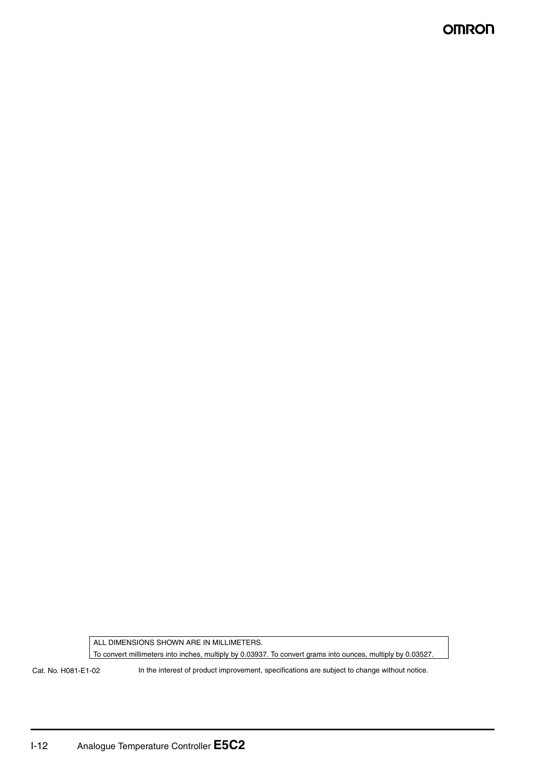ALL DIMENSIONS SHOWN ARE IN MILLIMETERS.

To convert millimeters into inches, multiply by 0.03937. To convert grams into ounces, multiply by 0.03527.

Cat. No. H081-E1-02

In the interest of product improvement, specifications are subject to change without notice.